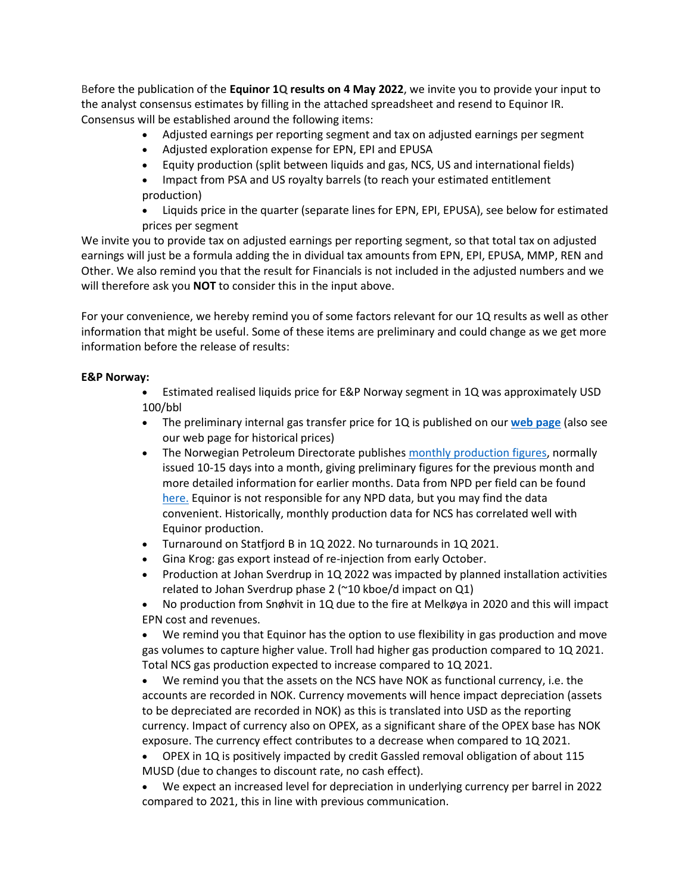Before the publication of the **Equinor 1Q results on 4 May 2022**, we invite you to provide your input to the analyst consensus estimates by filling in the attached spreadsheet and resend to Equinor IR. Consensus will be established around the following items:

- Adjusted earnings per reporting segment and tax on adjusted earnings per segment
- Adjusted exploration expense for EPN, EPI and EPUSA
- Equity production (split between liquids and gas, NCS, US and international fields)
- Impact from PSA and US royalty barrels (to reach your estimated entitlement production)
- Liquids price in the quarter (separate lines for EPN, EPI, EPUSA), see below for estimated prices per segment

We invite you to provide tax on adjusted earnings per reporting segment, so that total tax on adjusted earnings will just be a formula adding the in dividual tax amounts from EPN, EPI, EPUSA, MMP, REN and Other. We also remind you that the result for Financials is not included in the adjusted numbers and we will therefore ask you **NOT** to consider this in the input above.

For your convenience, we hereby remind you of some factors relevant for our 1Q results as well as other information that might be useful. Some of these items are preliminary and could change as we get more information before the release of results:

**E&P Norway:**

- Estimated realised liquids price for E&P Norway segment in 1Q was approximately USD 100/bbl
- The preliminary internal gas transfer price for 1Q is published on our **web page** (also see our web page for historical prices)
- The Norwegian Petroleum Directorate publishes monthly production figures, normally issued 10-15 days into a month, giving preliminary figures for the previous month and more detailed information for earlier months. Data from NPD per field can be found here. Equinor is not responsible for any NPD data, but you may find the data convenient. Historically, monthly production data for NCS has correlated well with Equinor production.
- Turnaround on Statfjord B in 1Q 2022. No turnarounds in 1Q 2021.
- Gina Krog: gas export instead of re-injection from early October.
- Production at Johan Sverdrup in 1Q 2022 was impacted by planned installation activities related to Johan Sverdrup phase 2 (~10 kboe/d impact on Q1)
- No production from Snøhvit in 1Q due to the fire at Melkøya in 2020 and this will impact EPN cost and revenues.
- We remind you that Equinor has the option to use flexibility in gas production and move gas volumes to capture higher value. Troll had higher gas production compared to 1Q 2021. Total NCS gas production expected to increase compared to 1Q 2021.
- We remind you that the assets on the NCS have NOK as functional currency, i.e. the accounts are recorded in NOK. Currency movements will hence impact depreciation (assets to be depreciated are recorded in NOK) as this is translated into USD as the reporting currency. Impact of currency also on OPEX, as a significant share of the OPEX base has NOK exposure. The currency effect contributes to a decrease when compared to 1Q 2021.
- OPEX in 1Q is positively impacted by credit Gassled removal obligation of about 115 MUSD (due to changes to discount rate, no cash effect).
- We expect an increased level for depreciation in underlying currency per barrel in 2022 compared to 2021, this in line with previous communication.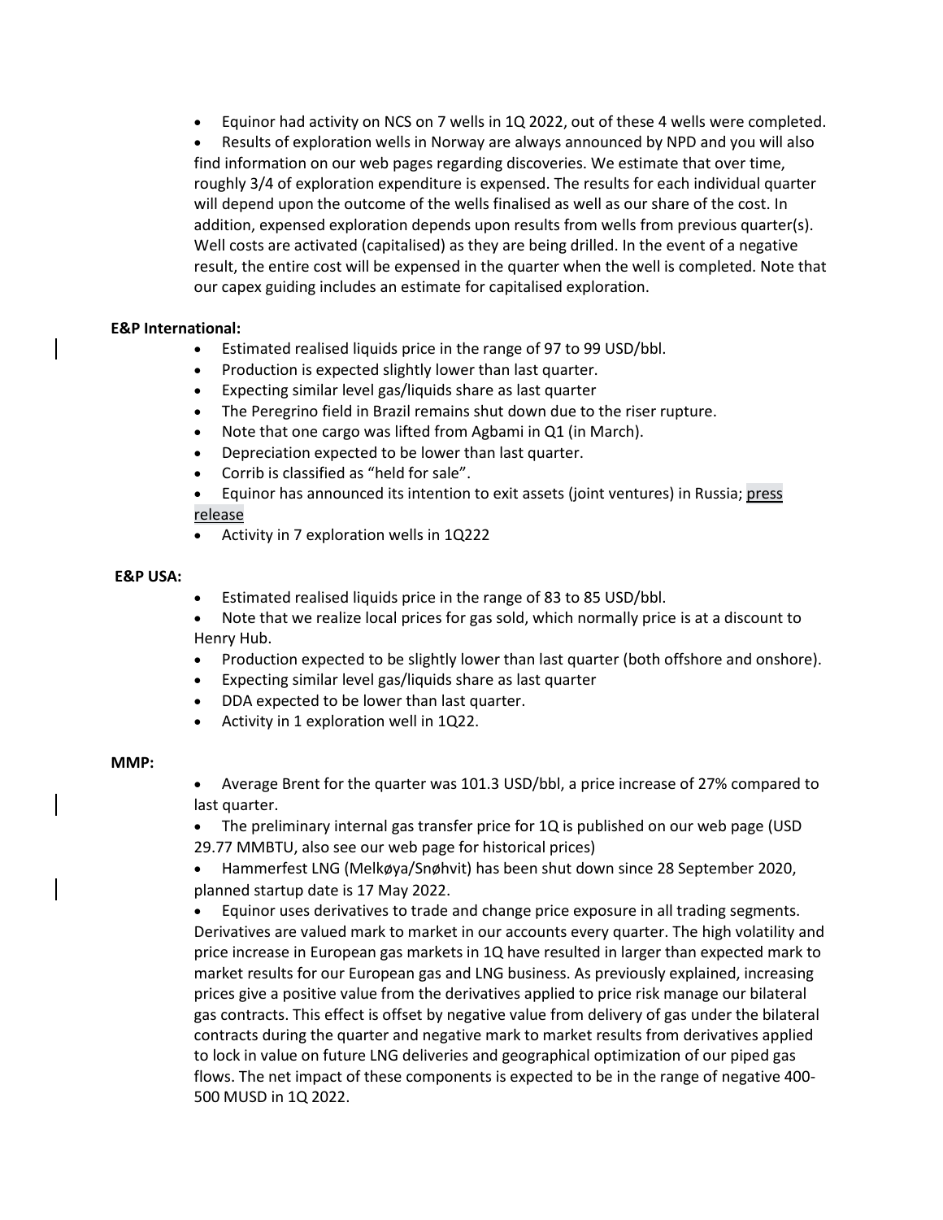- Equinor had activity on NCS on 7 wells in 1Q 2022, out of these 4 wells were completed.
- Results of exploration wells in Norway are always announced by NPD and you will also find information on our web pages regarding discoveries. We estimate that over time, roughly 3/4 of exploration expenditure is expensed. The results for each individual quarter will depend upon the outcome of the wells finalised as well as our share of the cost. In addition, expensed exploration depends upon results from wells from previous quarter(s). Well costs are activated (capitalised) as they are being drilled. In the event of a negative result, the entire cost will be expensed in the quarter when the well is completed. Note that our capex guiding includes an estimate for capitalised exploration.

**E&P International:**

- Estimated realised liquids price in the range of 97 to 99 USD/bbl.
- Production is expected slightly lower than last quarter.
- Expecting similar level gas/liquids share as last quarter
- The Peregrino field in Brazil remains shut down due to the riser rupture.
- Note that one cargo was lifted from Agbami in Q1 (in March).
- Depreciation expected to be lower than last quarter.
- Corrib is classified as "held for sale".
- Equinor has announced its intention to exit assets (joint ventures) in Russia; press release
- Activity in 7 exploration wells in 1Q222

**E&P USA:**

- Estimated realised liquids price in the range of 83 to 85 USD/bbl.
- Note that we realize local prices for gas sold, which normally price is at a discount to Henry Hub.
- Production expected to be slightly lower than last quarter (both offshore and onshore).
- Expecting similar level gas/liquids share as last quarter
- DDA expected to be lower than last quarter.
- Activity in 1 exploration well in 1Q22.

**MMP:**

- Average Brent for the quarter was 101.3 USD/bbl, a price increase of 27% compared to last quarter.
- The preliminary internal gas transfer price for 1Q is published on our web page (USD 29.77 MMBTU, also see our web page for historical prices)
- Hammerfest LNG (Melkøya/Snøhvit) has been shut down since 28 September 2020, planned startup date is 17 May 2022.
- Equinor uses derivatives to trade and change price exposure in all trading segments. Derivatives are valued mark to market in our accounts every quarter. The high volatility and price increase in European gas markets in 1Q have resulted in larger than expected mark to market results for our European gas and LNG business. As previously explained, increasing prices give a positive value from the derivatives applied to price risk manage our bilateral gas contracts. This effect is offset by negative value from delivery of gas under the bilateral contracts during the quarter and negative mark to market results from derivatives applied to lock in value on future LNG deliveries and geographical optimization of our piped gas flows. The net impact of these components is expected to be in the range of negative 400-500 MUSD in 1Q 2022.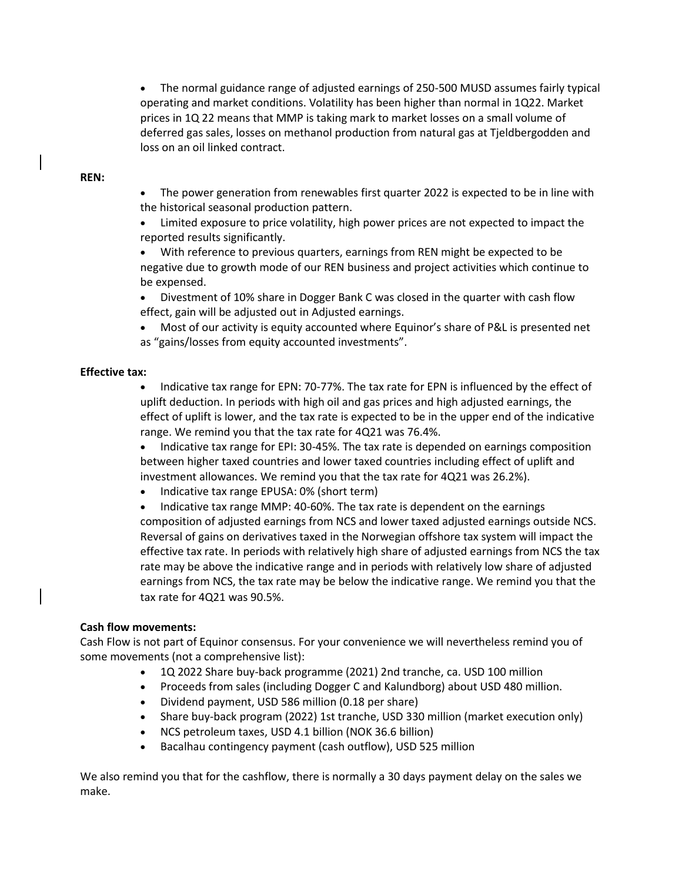- The normal guidance range of adjusted earnings of 250-500 MUSD assumes fairly typical operating and market conditions. Volatility has been higher than normal in 1Q22. Market prices in 1Q 22 means that MMP is taking mark to market losses on a small volume of deferred gas sales, losses on methanol production from natural gas at Tjeldbergodden and loss on an oil linked contract.

**REN:**

- The power generation from renewables first quarter 2022 is expected to be in line with the historical seasonal production pattern.
- Limited exposure to price volatility, high power prices are not expected to impact the reported results significantly.
- With reference to previous quarters, earnings from REN might be expected to be negative due to growth mode of our REN business and project activities which continue to be expensed.
- Divestment of 10% share in Dogger Bank C was closed in the quarter with cash flow effect, gain will be adjusted out in Adjusted earnings.
- Most of our activity is equity accounted where Equinor's share of P&L is presented net as "gains/losses from equity accounted investments".

**Effective tax:**

- Indicative tax range for EPN: 70-77%. The tax rate for EPN is influenced by the effect of uplift deduction. In periods with high oil and gas prices and high adjusted earnings, the effect of uplift is lower, and the tax rate is expected to be in the upper end of the indicative range. We remind you that the tax rate for 4Q21 was 76.4%.
- Indicative tax range for EPI: 30-45%. The tax rate is depended on earnings composition between higher taxed countries and lower taxed countries including effect of uplift and investment allowances. We remind you that the tax rate for 4Q21 was 26.2%).
- Indicative tax range EPUSA: 0% (short term)
- Indicative tax range MMP: 40-60%. The tax rate is dependent on the earnings composition of adjusted earnings from NCS and lower taxed adjusted earnings outside NCS. Reversal of gains on derivatives taxed in the Norwegian offshore tax system will impact the effective tax rate. In periods with relatively high share of adjusted earnings from NCS the tax rate may be above the indicative range and in periods with relatively low share of adjusted earnings from NCS, the tax rate may be below the indicative range. We remind you that the tax rate for 4Q21 was 90.5%.

**Cash flow movements:**

Cash Flow is not part of Equinor consensus. For your convenience we will nevertheless remind you of some movements (not a comprehensive list):

- 1Q 2022 Share buy-back programme (2021) 2nd tranche, ca. USD 100 million
- Proceeds from sales (including Dogger C and Kalundborg) about USD 480 million.
- Dividend payment, USD 586 million (0.18 per share)
- Share buy-back program (2022) 1st tranche, USD 330 million (market execution only)
- NCS petroleum taxes, USD 4.1 billion (NOK 36.6 billion)
- Bacalhau contingency payment (cash outflow), USD 525 million

We also remind you that for the cashflow, there is normally a 30 days payment delay on the sales we make.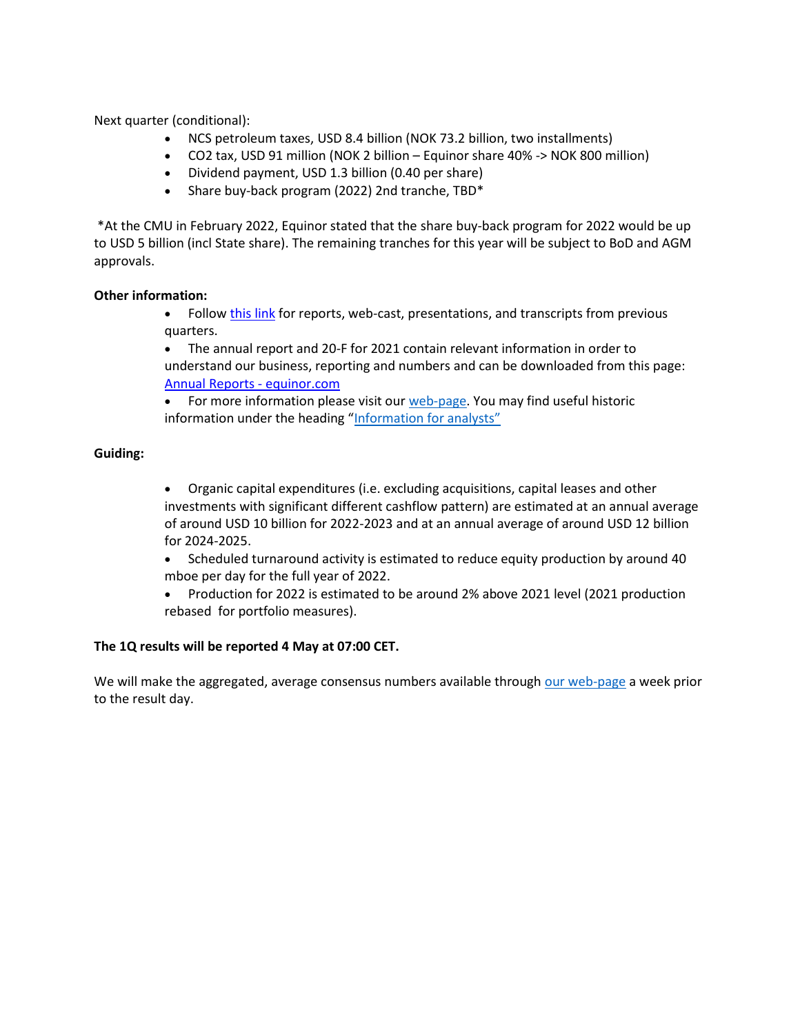Next quarter (conditional):

- NCS petroleum taxes, USD 8.4 billion (NOK 73.2 billion, two installments)
- $CO_2$ tax, USD 91 million (NOK 2 billion – Equinor share 40% -> NOK 800 million)
- Dividend payment, USD 1.3 billion (0.40 per share)
- Share buy-back program (2022) 2nd tranche, TBD*

*At the CMU in February 2022, Equinor stated that the share buy-back program for 2022 would be up to USD 5 billion (incl State share). The remaining tranches for this year will be subject to BoD and AGM approvals.

**Other information:**

- Follow this link for reports, web-cast, presentations, and transcripts from previous quarters.
- The annual report and 20-F for 2021 contain relevant information in order to understand our business, reporting and numbers and can be downloaded from this page: Annual Reports - equinor.com
- For more information please visit our web-page. You may find useful historic information under the heading "Information for analysts"

**Guiding:**

- Organic capital expenditures (i.e. excluding acquisitions, capital leases and other investments with significant different cashflow pattern) are estimated at an annual average of around USD 10 billion for 2022-2023 and at an annual average of around USD 12 billion for 2024-2025.
- Scheduled turnaround activity is estimated to reduce equity production by around 40 mboe per day for the full year of 2022.
- Production for 2022 is estimated to be around 2% above 2021 level (2021 production rebased for portfolio measures).

**The 1Q results will be reported 4 May at 07:00 CET.**

We will make the aggregated, average consensus numbers available through our web-page a week prior to the result day.